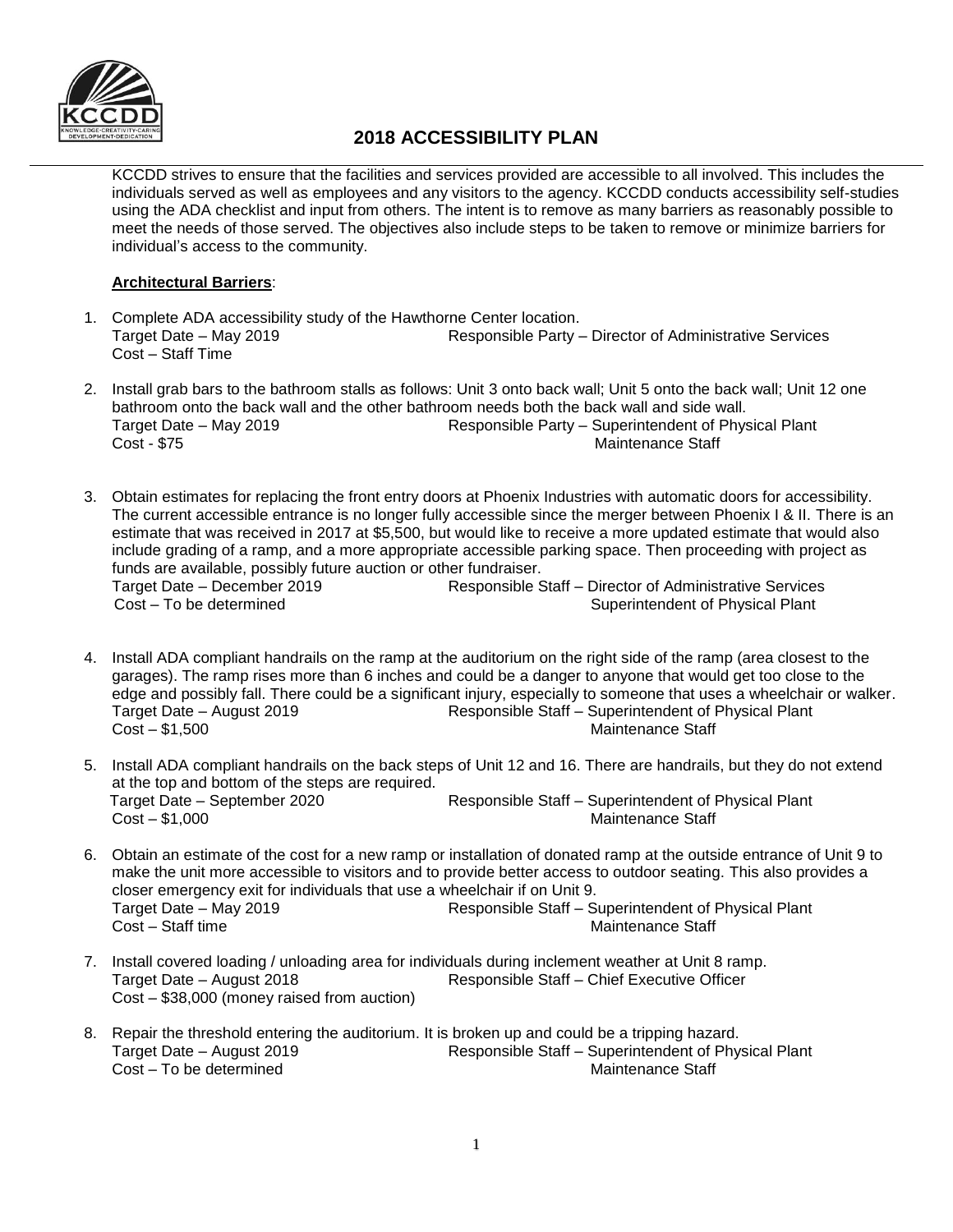# 2018 ACCESSIBILITY PLAN

KCCDD strives to ensure that the facilities and services provided are accessible to all involved. This includes the individuals served as well as employees and any visitors to the agency. KCCDD conducts accessibility self-studies using the ADA checklist and input from others. The intent is to remove as many barriers as reasonably possible to meet the needs of those served. The objectives also include steps to be taken to remove or minimize barriers for individual's access to the community.

**Architectural Barriers**:

1. Complete ADA accessibility study of the Hawthorne Center location.
   Target Date – May 2019 Responsible Party – Director of Administrative Services
   Cost – Staff Time

2. Install grab bars to the bathroom stalls as follows: Unit 3 onto back wall; Unit 5 onto the back wall; Unit 12 one bathroom onto the back wall and the other bathroom needs both the back wall and side wall.
   Target Date – May 2019 Responsible Party – Superintendent of Physical Plant
   Cost - $75 Maintenance Staff

3. Obtain estimates for replacing the front entry doors at Phoenix Industries with automatic doors for accessibility. The current accessible entrance is no longer fully accessible since the merger between Phoenix I & II. There is an estimate that was received in 2017 at $5,500, but would like to receive a more updated estimate that would also include grading of a ramp, and a more appropriate accessible parking space. Then proceeding with project as funds are available, possibly future auction or other fundraiser.
   Target Date – December 2019 Responsible Staff – Director of Administrative Services
   Cost – To be determined Superintendent of Physical Plant

4. Install ADA compliant handrails on the ramp at the auditorium on the right side of the ramp (area closest to the garages). The ramp rises more than 6 inches and could be a danger to anyone that would get too close to the edge and possibly fall. There could be a significant injury, especially to someone that uses a wheelchair or walker.
   Target Date – August 2019 Responsible Staff – Superintendent of Physical Plant
   Cost – $1,500 Maintenance Staff

5. Install ADA compliant handrails on the back steps of Unit 12 and 16. There are handrails, but they do not extend at the top and bottom of the steps are required.
   Target Date – September 2020 Responsible Staff – Superintendent of Physical Plant
   Cost – $1,000 Maintenance Staff

6. Obtain an estimate of the cost for a new ramp or installation of donated ramp at the outside entrance of Unit 9 to make the unit more accessible to visitors and to provide better access to outdoor seating. This also provides a closer emergency exit for individuals that use a wheelchair if on Unit 9.
   Target Date – May 2019 Responsible Staff – Superintendent of Physical Plant
   Cost – Staff time Maintenance Staff

7. Install covered loading / unloading area for individuals during inclement weather at Unit 8 ramp.
   Target Date – August 2018 Responsible Staff – Chief Executive Officer
   Cost – $38,000 (money raised from auction)

8. Repair the threshold entering the auditorium. It is broken up and could be a tripping hazard.
   Target Date – August 2019 Responsible Staff – Superintendent of Physical Plant
   Cost – To be determined Maintenance Staff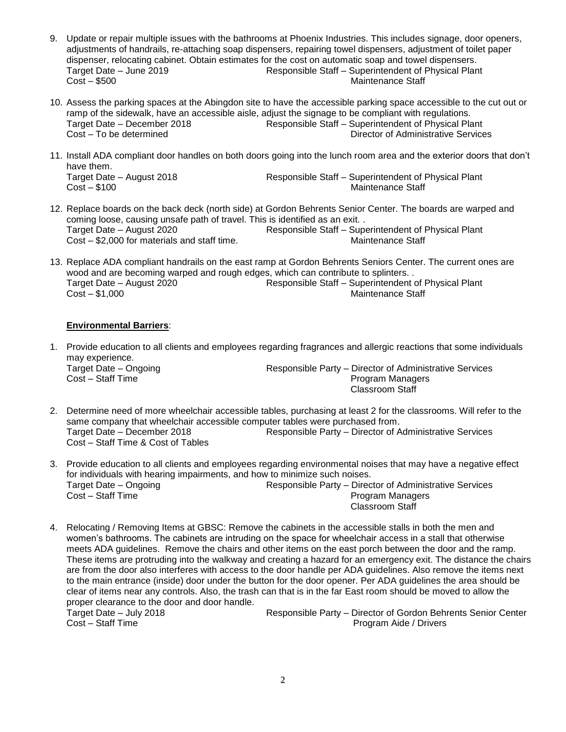9. Update or repair multiple issues with the bathrooms at Phoenix Industries. This includes signage, door openers, adjustments of handrails, re-attaching soap dispensers, repairing towel dispensers, adjustment of toilet paper dispenser, relocating cabinet. Obtain estimates for the cost on automatic soap and towel dispensers.
   Target Date – June 2019 Responsible Staff – Superintendent of Physical Plant
   Cost – $500 Maintenance Staff

10. Assess the parking spaces at the Abingdon site to have the accessible parking space accessible to the cut out or ramp of the sidewalk, have an accessible aisle, adjust the signage to be compliant with regulations.
    Target Date – December 2018 Responsible Staff – Superintendent of Physical Plant
    Cost – To be determined Director of Administrative Services

11. Install ADA compliant door handles on both doors going into the lunch room area and the exterior doors that don't have them.
    Target Date – August 2018 Responsible Staff – Superintendent of Physical Plant
    Cost – $100 Maintenance Staff

12. Replace boards on the back deck (north side) at Gordon Behrents Senior Center. The boards are warped and coming loose, causing unsafe path of travel. This is identified as an exit. .
    Target Date – August 2020 Responsible Staff – Superintendent of Physical Plant
    Cost – $2,000 for materials and staff time. Maintenance Staff

13. Replace ADA compliant handrails on the east ramp at Gordon Behrents Seniors Center. The current ones are wood and are becoming warped and rough edges, which can contribute to splinters. .
    Target Date – August 2020 Responsible Staff – Superintendent of Physical Plant
    Cost – $1,000 Maintenance Staff

**Environmental Barriers**:

1. Provide education to all clients and employees regarding fragrances and allergic reactions that some individuals may experience.
   Target Date – Ongoing Responsible Party – Director of Administrative Services
   Cost – Staff Time Program Managers
   Classroom Staff

2. Determine need of more wheelchair accessible tables, purchasing at least 2 for the classrooms. Will refer to the same company that wheelchair accessible computer tables were purchased from.
   Target Date – December 2018 Responsible Party – Director of Administrative Services
   Cost – Staff Time & Cost of Tables

3. Provide education to all clients and employees regarding environmental noises that may have a negative effect for individuals with hearing impairments, and how to minimize such noises.
   Target Date – Ongoing Responsible Party – Director of Administrative Services
   Cost – Staff Time Program Managers
   Classroom Staff

4. Relocating / Removing Items at GBSC: Remove the cabinets in the accessible stalls in both the men and women's bathrooms. The cabinets are intruding on the space for wheelchair access in a stall that otherwise meets ADA guidelines. Remove the chairs and other items on the east porch between the door and the ramp. These items are protruding into the walkway and creating a hazard for an emergency exit. The distance the chairs are from the door also interferes with access to the door handle per ADA guidelines. Also remove the items next to the main entrance (inside) door under the button for the door opener. Per ADA guidelines the area should be clear of items near any controls. Also, the trash can that is in the far East room should be moved to allow the proper clearance to the door and door handle.
   Target Date – July 2018 Responsible Party – Director of Gordon Behrents Senior Center
   Cost – Staff Time Program Aide / Drivers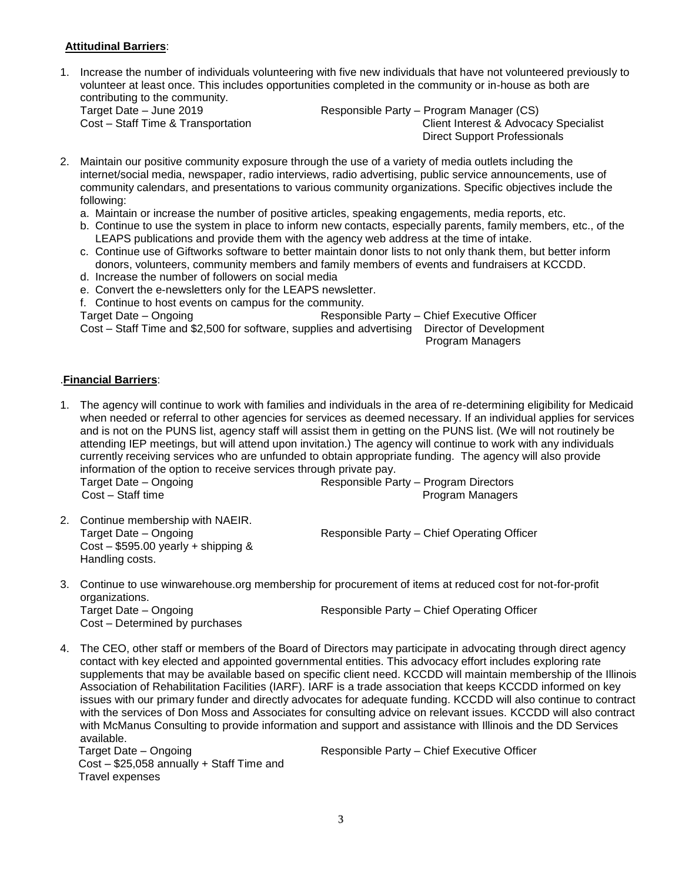**Attitudinal Barriers**:

1. Increase the number of individuals volunteering with five new individuals that have not volunteered previously to volunteer at least once. This includes opportunities completed in the community or in-house as both are contributing to the community.
   Target Date – June 2019
   Cost – Staff Time & Transportation
   Responsible Party – Program Manager (CS)
   Client Interest & Advocacy Specialist
   Direct Support Professionals

2. Maintain our positive community exposure through the use of a variety of media outlets including the internet/social media, newspaper, radio interviews, radio advertising, public service announcements, use of community calendars, and presentations to various community organizations. Specific objectives include the following:
   a. Maintain or increase the number of positive articles, speaking engagements, media reports, etc.
   b. Continue to use the system in place to inform new contacts, especially parents, family members, etc., of the LEAPS publications and provide them with the agency web address at the time of intake.
   c. Continue use of Giftworks software to better maintain donor lists to not only thank them, but better inform donors, volunteers, community members and family members of events and fundraisers at KCCDD.
   d. Increase the number of followers on social media
   e. Convert the e-newsletters only for the LEAPS newsletter.
   f. Continue to host events on campus for the community.
   Target Date – Ongoing
   Cost – Staff Time and $2,500 for software, supplies and advertising
   Responsible Party – Chief Executive Officer
   Director of Development
   Program Managers

.**Financial Barriers**:

1. The agency will continue to work with families and individuals in the area of re-determining eligibility for Medicaid when needed or referral to other agencies for services as deemed necessary. If an individual applies for services and is not on the PUNS list, agency staff will assist them in getting on the PUNS list. (We will not routinely be attending IEP meetings, but will attend upon invitation.) The agency will continue to work with any individuals currently receiving services who are unfunded to obtain appropriate funding. The agency will also provide information of the option to receive services through private pay.
   Target Date – Ongoing
   Cost – Staff time
   Responsible Party – Program Directors
   Program Managers

2. Continue membership with NAEIR.
   Target Date – Ongoing
   Cost – $595.00 yearly + shipping & Handling costs.
   Responsible Party – Chief Operating Officer

3. Continue to use winwarehouse.org membership for procurement of items at reduced cost for not-for-profit organizations.
   Target Date – Ongoing
   Cost – Determined by purchases
   Responsible Party – Chief Operating Officer

4. The CEO, other staff or members of the Board of Directors may participate in advocating through direct agency contact with key elected and appointed governmental entities. This advocacy effort includes exploring rate supplements that may be available based on specific client need. KCCDD will maintain membership of the Illinois Association of Rehabilitation Facilities (IARF). IARF is a trade association that keeps KCCDD informed on key issues with our primary funder and directly advocates for adequate funding. KCCDD will also continue to contract with the services of Don Moss and Associates for consulting advice on relevant issues. KCCDD will also contract with McManus Consulting to provide information and support and assistance with Illinois and the DD Services available.
   Target Date – Ongoing
   Cost – $25,058 annually + Staff Time and Travel expenses
   Responsible Party – Chief Executive Officer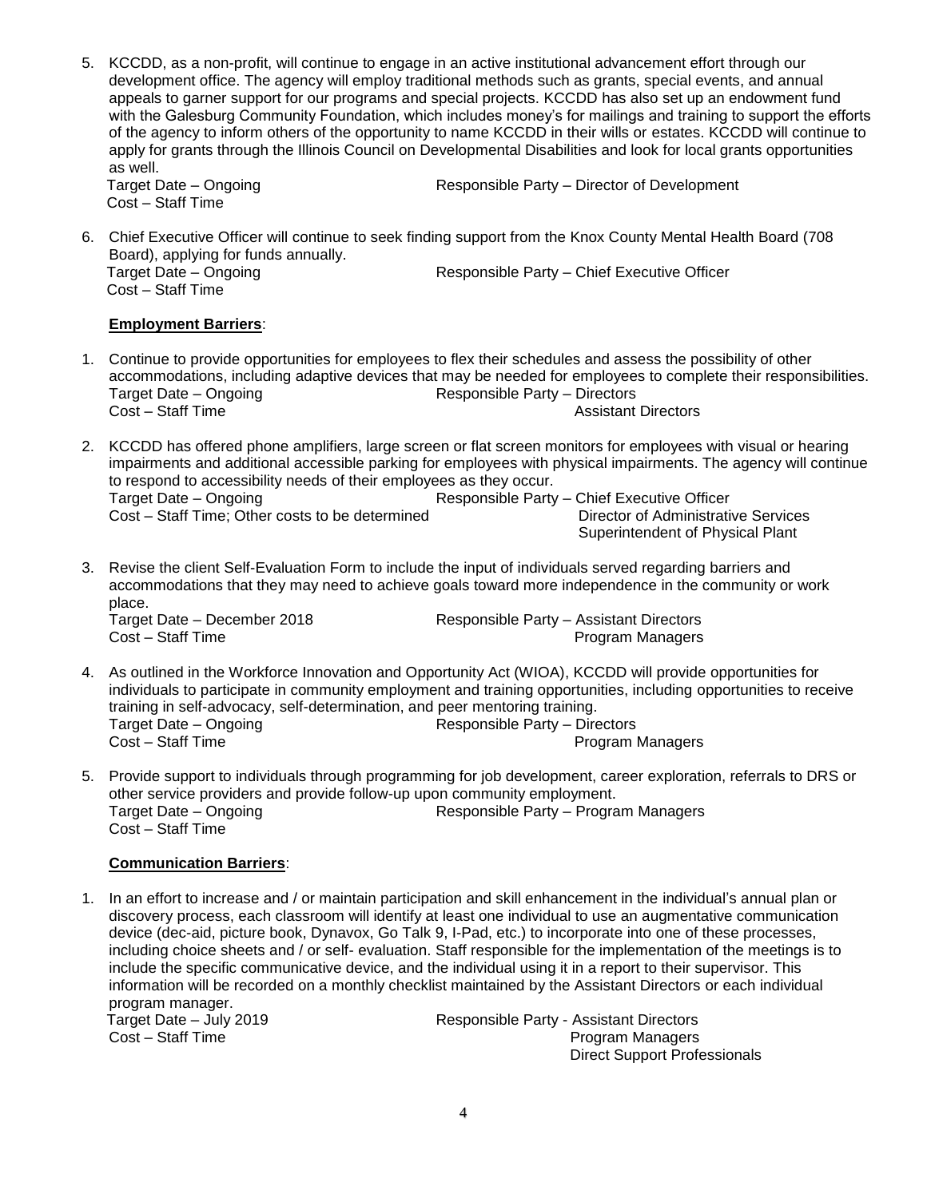5. KCCDD, as a non-profit, will continue to engage in an active institutional advancement effort through our development office. The agency will employ traditional methods such as grants, special events, and annual appeals to garner support for our programs and special projects. KCCDD has also set up an endowment fund with the Galesburg Community Foundation, which includes money's for mailings and training to support the efforts of the agency to inform others of the opportunity to name KCCDD in their wills or estates. KCCDD will continue to apply for grants through the Illinois Council on Developmental Disabilities and look for local grants opportunities as well.
   Target Date – Ongoing　　　　Responsible Party – Director of Development
   Cost – Staff Time

6. Chief Executive Officer will continue to seek finding support from the Knox County Mental Health Board (708 Board), applying for funds annually.
   Target Date – Ongoing　　　　Responsible Party – Chief Executive Officer
   Cost – Staff Time

**Employment Barriers**:

1. Continue to provide opportunities for employees to flex their schedules and assess the possibility of other accommodations, including adaptive devices that may be needed for employees to complete their responsibilities.
   Target Date – Ongoing　　　　Responsible Party – Directors
   Cost – Staff Time　　　　Assistant Directors

2. KCCDD has offered phone amplifiers, large screen or flat screen monitors for employees with visual or hearing impairments and additional accessible parking for employees with physical impairments. The agency will continue to respond to accessibility needs of their employees as they occur.
   Target Date – Ongoing　　　　Responsible Party – Chief Executive Officer
   Cost – Staff Time; Other costs to be determined　　　　Director of Administrative Services
   Superintendent of Physical Plant

3. Revise the client Self-Evaluation Form to include the input of individuals served regarding barriers and accommodations that they may need to achieve goals toward more independence in the community or work place.
   Target Date – December 2018　　　　Responsible Party – Assistant Directors
   Cost – Staff Time　　　　Program Managers

4. As outlined in the Workforce Innovation and Opportunity Act (WIOA), KCCDD will provide opportunities for individuals to participate in community employment and training opportunities, including opportunities to receive training in self-advocacy, self-determination, and peer mentoring training.
   Target Date – Ongoing　　　　Responsible Party – Directors
   Cost – Staff Time　　　　Program Managers

5. Provide support to individuals through programming for job development, career exploration, referrals to DRS or other service providers and provide follow-up upon community employment.
   Target Date – Ongoing　　　　Responsible Party – Program Managers
   Cost – Staff Time

**Communication Barriers**:

1. In an effort to increase and / or maintain participation and skill enhancement in the individual's annual plan or discovery process, each classroom will identify at least one individual to use an augmentative communication device (dec-aid, picture book, Dynavox, Go Talk 9, I-Pad, etc.) to incorporate into one of these processes, including choice sheets and / or self- evaluation. Staff responsible for the implementation of the meetings is to include the specific communicative device, and the individual using it in a report to their supervisor. This information will be recorded on a monthly checklist maintained by the Assistant Directors or each individual program manager.
   Target Date – July 2019　　　　Responsible Party - Assistant Directors
   Cost – Staff Time　　　　Program Managers
   Direct Support Professionals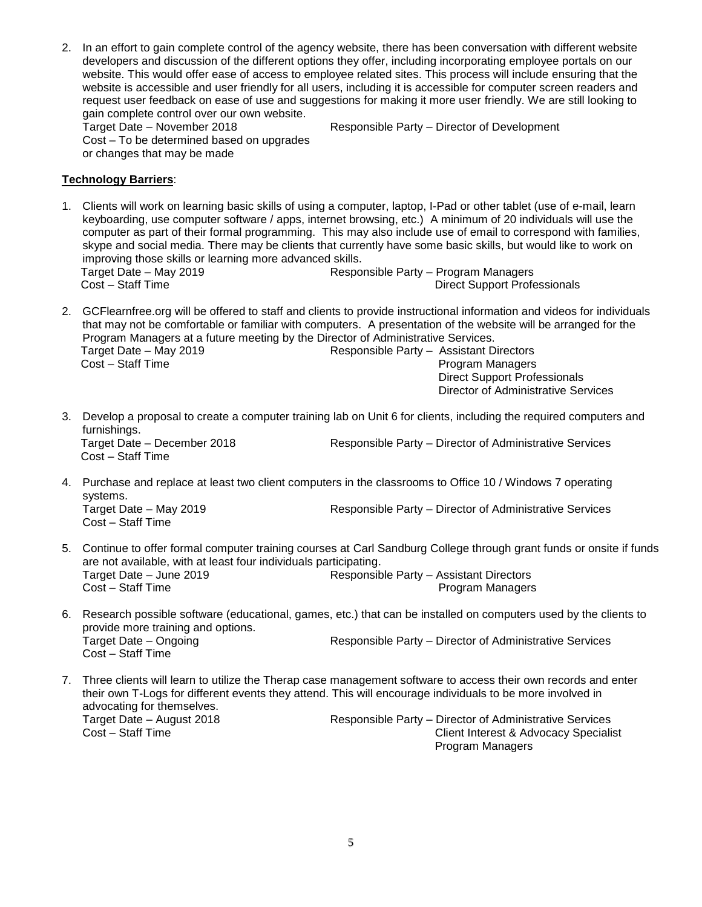2. In an effort to gain complete control of the agency website, there has been conversation with different website developers and discussion of the different options they offer, including incorporating employee portals on our website. This would offer ease of access to employee related sites. This process will include ensuring that the website is accessible and user friendly for all users, including it is accessible for computer screen readers and request user feedback on ease of use and suggestions for making it more user friendly. We are still looking to gain complete control over our own website.
   Target Date – November 2018 Responsible Party – Director of Development
   Cost – To be determined based on upgrades or changes that may be made

**Technology Barriers**:

1. Clients will work on learning basic skills of using a computer, laptop, I-Pad or other tablet (use of e-mail, learn keyboarding, use computer software / apps, internet browsing, etc.) A minimum of 20 individuals will use the computer as part of their formal programming. This may also include use of email to correspond with families, skype and social media. There may be clients that currently have some basic skills, but would like to work on improving those skills or learning more advanced skills.
   Target Date – May 2019 Responsible Party – Program Managers
   Cost – Staff Time Direct Support Professionals

2. GCFlearnfree.org will be offered to staff and clients to provide instructional information and videos for individuals that may not be comfortable or familiar with computers. A presentation of the website will be arranged for the Program Managers at a future meeting by the Director of Administrative Services.
   Target Date – May 2019 Responsible Party – Assistant Directors
   Cost – Staff Time Program Managers
   Direct Support Professionals
   Director of Administrative Services

3. Develop a proposal to create a computer training lab on Unit 6 for clients, including the required computers and furnishings.
   Target Date – December 2018 Responsible Party – Director of Administrative Services
   Cost – Staff Time

4. Purchase and replace at least two client computers in the classrooms to Office 10 / Windows 7 operating systems.
   Target Date – May 2019 Responsible Party – Director of Administrative Services
   Cost – Staff Time

5. Continue to offer formal computer training courses at Carl Sandburg College through grant funds or onsite if funds are not available, with at least four individuals participating.
   Target Date – June 2019 Responsible Party – Assistant Directors
   Cost – Staff Time Program Managers

6. Research possible software (educational, games, etc.) that can be installed on computers used by the clients to provide more training and options.
   Target Date – Ongoing Responsible Party – Director of Administrative Services
   Cost – Staff Time

7. Three clients will learn to utilize the Therap case management software to access their own records and enter their own T-Logs for different events they attend. This will encourage individuals to be more involved in advocating for themselves.
   Target Date – August 2018 Responsible Party – Director of Administrative Services
   Cost – Staff Time Client Interest & Advocacy Specialist
   Program Managers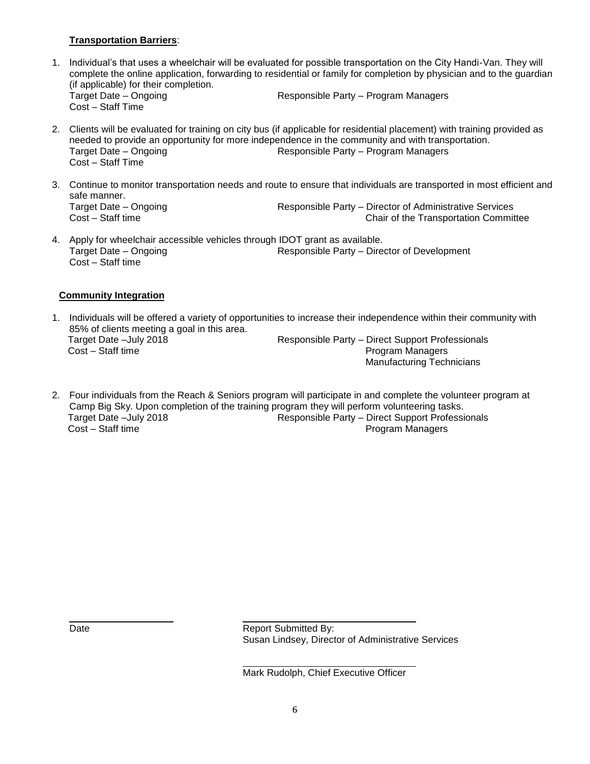**Transportation Barriers**:

1. Individual's that uses a wheelchair will be evaluated for possible transportation on the City Handi-Van. They will complete the online application, forwarding to residential or family for completion by physician and to the guardian (if applicable) for their completion.
   Target Date – Ongoing    Responsible Party – Program Managers
   Cost – Staff Time

2. Clients will be evaluated for training on city bus (if applicable for residential placement) with training provided as needed to provide an opportunity for more independence in the community and with transportation.
   Target Date – Ongoing    Responsible Party – Program Managers
   Cost – Staff Time

3. Continue to monitor transportation needs and route to ensure that individuals are transported in most efficient and safe manner.
   Target Date – Ongoing    Responsible Party – Director of Administrative Services
   Cost – Staff time    Chair of the Transportation Committee

4. Apply for wheelchair accessible vehicles through IDOT grant as available.
   Target Date – Ongoing    Responsible Party – Director of Development
   Cost – Staff time

**Community Integration**

1. Individuals will be offered a variety of opportunities to increase their independence within their community with 85% of clients meeting a goal in this area.
   Target Date –July 2018    Responsible Party – Direct Support Professionals
   Cost – Staff time    Program Managers
   Manufacturing Technicians

2. Four individuals from the Reach & Seniors program will participate in and complete the volunteer program at Camp Big Sky. Upon completion of the training program they will perform volunteering tasks.
   Target Date –July 2018    Responsible Party – Direct Support Professionals
   Cost – Staff time    Program Managers

Date

Report Submitted By:
Susan Lindsey, Director of Administrative Services

Mark Rudolph, Chief Executive Officer